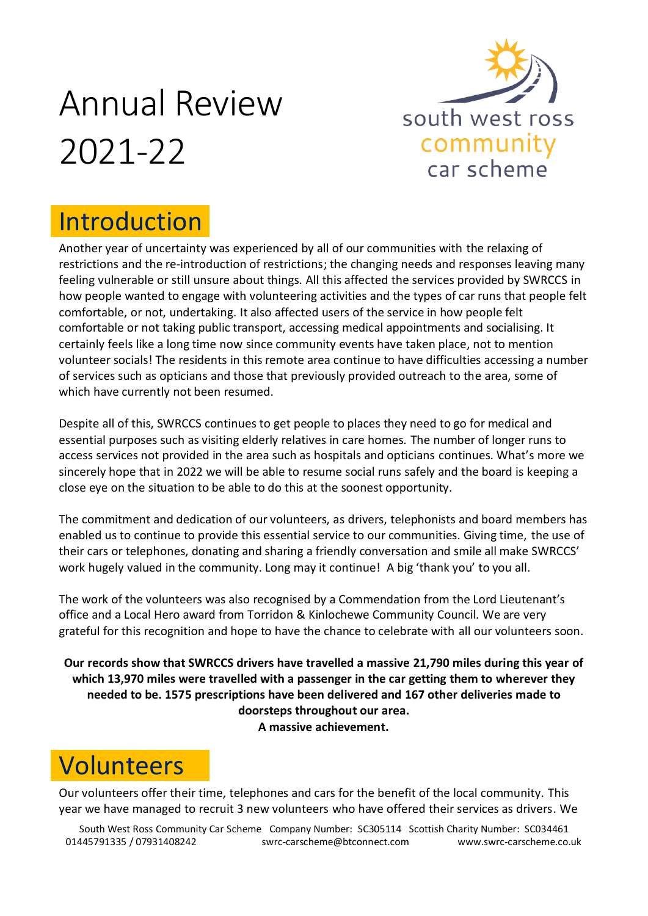# Annual Review 2021-22

south west ross community car scheme

## Introduction

Another year of uncertainty was experienced by all of our communities with the relaxing of restrictions and the re-introduction of restrictions; the changing needs and responses leaving many feeling vulnerable or still unsure about things. All this affected the services provided by SWRCCS in how people wanted to engage with volunteering activities and the types of car runs that people felt comfortable, or not, undertaking. It also affected users of the service in how people felt comfortable or not taking public transport, accessing medical appointments and socialising. It certainly feels like a long time now since community events have taken place, not to mention volunteer socials! The residents in this remote area continue to have difficulties accessing a number of services such as opticians and those that previously provided outreach to the area, some of which have currently not been resumed.

Despite all of this, SWRCCS continues to get people to places they need to go for medical and essential purposes such as visiting elderly relatives in care homes. The number of longer runs to access services not provided in the area such as hospitals and opticians continues. What's more we sincerely hope that in 2022 we will be able to resume social runs safely and the board is keeping a close eye on the situation to be able to do this at the soonest opportunity.

The commitment and dedication of our volunteers, as drivers, telephonists and board members has enabled us to continue to provide this essential service to our communities. Giving time, the use of their cars or telephones, donating and sharing a friendly conversation and smile all make SWRCCS' work hugely valued in the community. Long may it continue! A big 'thank you' to you all.

The work of the volunteers was also recognised by a Commendation from the Lord Lieutenant's office and a Local Hero award from Torridon & Kinlochewe Community Council. We are very grateful for this recognition and hope to have the chance to celebrate with all our volunteers soon.

**Our records show that SWRCCS drivers have travelled a massive 21,790 miles during this year of which 13,970 miles were travelled with a passenger in the car getting them to wherever they needed to be. 1575 prescriptions have been delivered and 167 other deliveries made to doorsteps throughout our area.**
**A massive achievement.**

## Volunteers

Our volunteers offer their time, telephones and cars for the benefit of the local community. This year we have managed to recruit 3 new volunteers who have offered their services as drivers. We

South West Ross Community Car Scheme Company Number: SC305114 Scottish Charity Number: SC034461
01445791335 / 07931408242 swrc-carscheme@btconnect.com www.swrc-carscheme.co.uk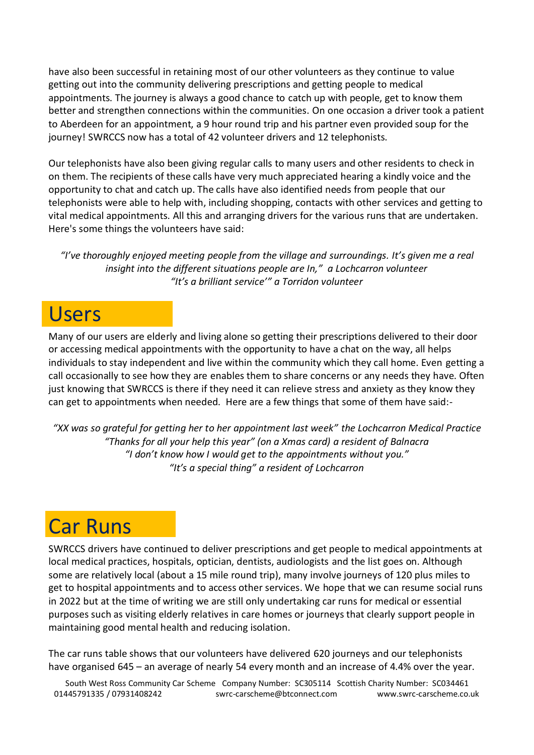have also been successful in retaining most of our other volunteers as they continue to value getting out into the community delivering prescriptions and getting people to medical appointments. The journey is always a good chance to catch up with people, get to know them better and strengthen connections within the communities. On one occasion a driver took a patient to Aberdeen for an appointment, a 9 hour round trip and his partner even provided soup for the journey! SWRCCS now has a total of 42 volunteer drivers and 12 telephonists.

Our telephonists have also been giving regular calls to many users and other residents to check in on them. The recipients of these calls have very much appreciated hearing a kindly voice and the opportunity to chat and catch up. The calls have also identified needs from people that our telephonists were able to help with, including shopping, contacts with other services and getting to vital medical appointments. All this and arranging drivers for the various runs that are undertaken. Here's some things the volunteers have said:

*"I've thoroughly enjoyed meeting people from the village and surroundings. It's given me a real insight into the different situations people are In," a Lochcarron volunteer*
*"It's a brilliant service'" a Torridon volunteer*

# Users

Many of our users are elderly and living alone so getting their prescriptions delivered to their door or accessing medical appointments with the opportunity to have a chat on the way, all helps individuals to stay independent and live within the community which they call home. Even getting a call occasionally to see how they are enables them to share concerns or any needs they have. Often just knowing that SWRCCS is there if they need it can relieve stress and anxiety as they know they can get to appointments when needed. Here are a few things that some of them have said:-

*"XX was so grateful for getting her to her appointment last week" the Lochcarron Medical Practice*
*"Thanks for all your help this year" (on a Xmas card) a resident of Balnacra*
*"I don't know how I would get to the appointments without you."*
*"It's a special thing" a resident of Lochcarron*

# Car Runs

SWRCCS drivers have continued to deliver prescriptions and get people to medical appointments at local medical practices, hospitals, optician, dentists, audiologists and the list goes on. Although some are relatively local (about a 15 mile round trip), many involve journeys of 120 plus miles to get to hospital appointments and to access other services. We hope that we can resume social runs in 2022 but at the time of writing we are still only undertaking car runs for medical or essential purposes such as visiting elderly relatives in care homes or journeys that clearly support people in maintaining good mental health and reducing isolation.

The car runs table shows that our volunteers have delivered 620 journeys and our telephonists have organised 645 – an average of nearly 54 every month and an increase of 4.4% over the year.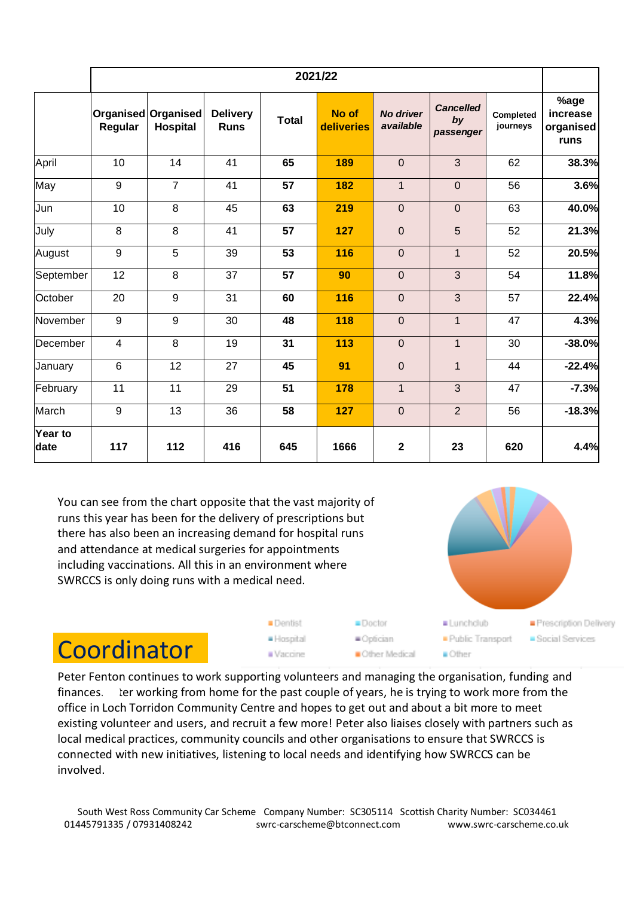| | 2021/22 | | | | | | | | |
|---|---|---|---|---|---|---|---|---|---|
| | Organised Regular | Organised Hospital | Delivery Runs | Total | No of deliveries | *No driver available* | *Cancelled by passenger* | Completed journeys | %age increase organised runs |
| April | 10 | 14 | 41 | **65** | **189** | 0 | 3 | 62 | **38.3%** |
| May | 9 | 7 | 41 | **57** | **182** | 1 | 0 | 56 | **3.6%** |
| Jun | 10 | 8 | 45 | **63** | **219** | 0 | 0 | 63 | **40.0%** |
| July | 8 | 8 | 41 | **57** | **127** | 0 | 5 | 52 | **21.3%** |
| August | 9 | 5 | 39 | **53** | **116** | 0 | 1 | 52 | **20.5%** |
| September | 12 | 8 | 37 | **57** | **90** | 0 | 3 | 54 | **11.8%** |
| October | 20 | 9 | 31 | **60** | **116** | 0 | 3 | 57 | **22.4%** |
| November | 9 | 9 | 30 | **48** | **118** | 0 | 1 | 47 | **4.3%** |
| December | 4 | 8 | 19 | **31** | **113** | 0 | 1 | 30 | **-38.0%** |
| January | 6 | 12 | 27 | **45** | **91** | 0 | 1 | 44 | **-22.4%** |
| February | 11 | 11 | 29 | **51** | **178** | 1 | 3 | 47 | **-7.3%** |
| March | 9 | 13 | 36 | **58** | **127** | 0 | 2 | 56 | **-18.3%** |
| **Year to date** | **117** | **112** | **416** | **645** | **1666** | **2** | **23** | **620** | **4.4%** |

You can see from the chart opposite that the vast majority of runs this year has been for the delivery of prescriptions but there has also been an increasing demand for hospital runs and attendance at medical surgeries for appointments including vaccinations. All this in an environment where SWRCCS is only doing runs with a medical need.

Dentist, Doctor, Lunchclub, Prescription Delivery, Hospital, Optician, Public Transport, Social Services, Vaccine, Other Medical, Other

## Coordinator

Peter Fenton continues to work supporting volunteers and managing the organisation, funding and finances. After working from home for the past couple of years, he is trying to work more from the office in Loch Torridon Community Centre and hopes to get out and about a bit more to meet existing volunteer and users, and recruit a few more! Peter also liaises closely with partners such as local medical practices, community councils and other organisations to ensure that SWRCCS is connected with new initiatives, listening to local needs and identifying how SWRCCS can be involved.

South West Ross Community Car Scheme Company Number: SC305114 Scottish Charity Number: SC034461
01445791335 / 07931408242 swrc-carscheme@btconnect.com www.swrc-carscheme.co.uk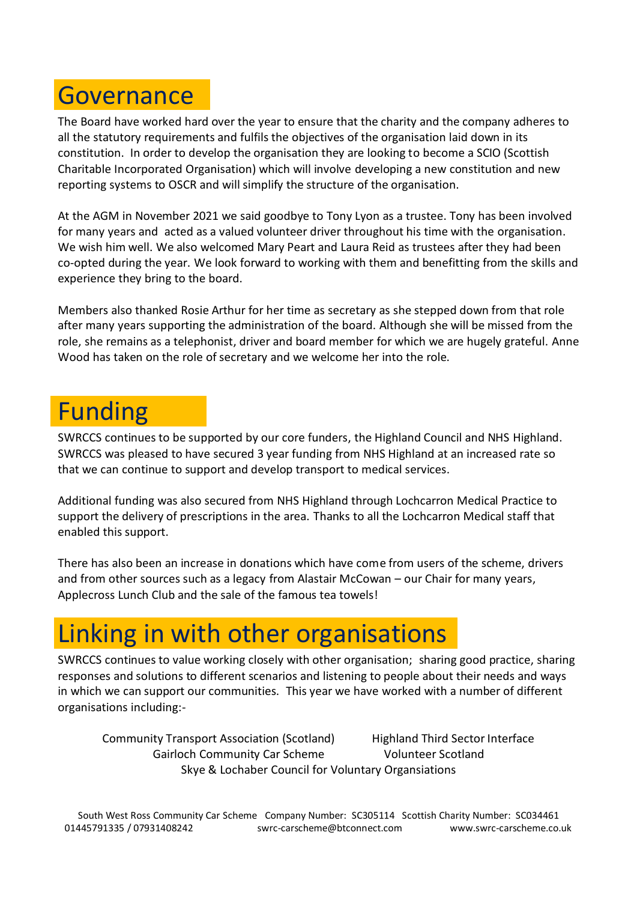# Governance

The Board have worked hard over the year to ensure that the charity and the company adheres to all the statutory requirements and fulfils the objectives of the organisation laid down in its constitution. In order to develop the organisation they are looking to become a SCIO (Scottish Charitable Incorporated Organisation) which will involve developing a new constitution and new reporting systems to OSCR and will simplify the structure of the organisation.

At the AGM in November 2021 we said goodbye to Tony Lyon as a trustee. Tony has been involved for many years and acted as a valued volunteer driver throughout his time with the organisation. We wish him well. We also welcomed Mary Peart and Laura Reid as trustees after they had been co-opted during the year. We look forward to working with them and benefitting from the skills and experience they bring to the board.

Members also thanked Rosie Arthur for her time as secretary as she stepped down from that role after many years supporting the administration of the board. Although she will be missed from the role, she remains as a telephonist, driver and board member for which we are hugely grateful. Anne Wood has taken on the role of secretary and we welcome her into the role.

# Funding

SWRCCS continues to be supported by our core funders, the Highland Council and NHS Highland. SWRCCS was pleased to have secured 3 year funding from NHS Highland at an increased rate so that we can continue to support and develop transport to medical services.

Additional funding was also secured from NHS Highland through Lochcarron Medical Practice to support the delivery of prescriptions in the area. Thanks to all the Lochcarron Medical staff that enabled this support.

There has also been an increase in donations which have come from users of the scheme, drivers and from other sources such as a legacy from Alastair McCowan – our Chair for many years, Applecross Lunch Club and the sale of the famous tea towels!

# Linking in with other organisations

SWRCCS continues to value working closely with other organisation; sharing good practice, sharing responses and solutions to different scenarios and listening to people about their needs and ways in which we can support our communities. This year we have worked with a number of different organisations including:-

- Community Transport Association (Scotland)
- Highland Third Sector Interface
- Gairloch Community Car Scheme
- Volunteer Scotland
- Skye & Lochaber Council for Voluntary Organsiations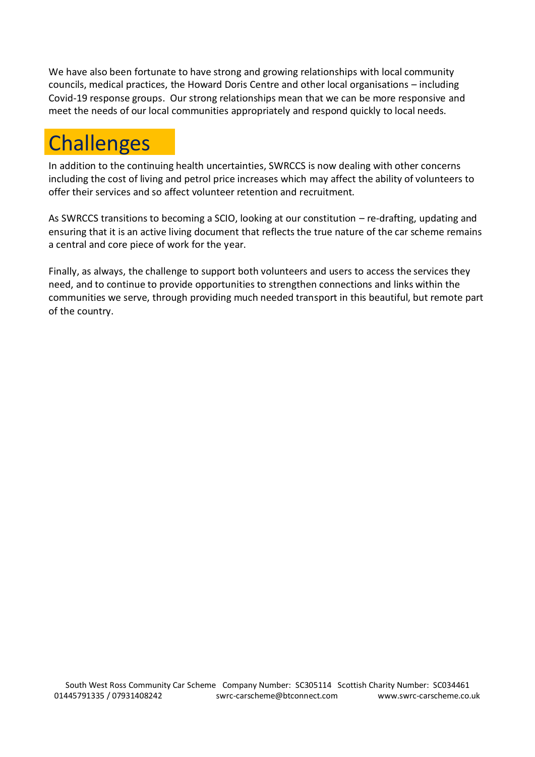We have also been fortunate to have strong and growing relationships with local community councils, medical practices, the Howard Doris Centre and other local organisations – including Covid-19 response groups. Our strong relationships mean that we can be more responsive and meet the needs of our local communities appropriately and respond quickly to local needs.

## Challenges

In addition to the continuing health uncertainties, SWRCCS is now dealing with other concerns including the cost of living and petrol price increases which may affect the ability of volunteers to offer their services and so affect volunteer retention and recruitment.

As SWRCCS transitions to becoming a SCIO, looking at our constitution – re-drafting, updating and ensuring that it is an active living document that reflects the true nature of the car scheme remains a central and core piece of work for the year.

Finally, as always, the challenge to support both volunteers and users to access the services they need, and to continue to provide opportunities to strengthen connections and links within the communities we serve, through providing much needed transport in this beautiful, but remote part of the country.